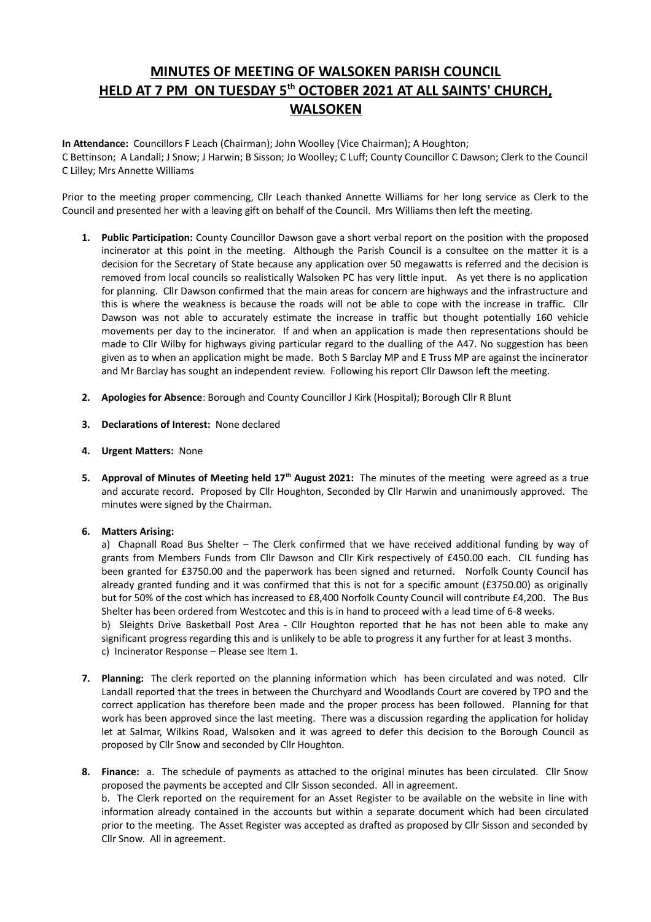# MINUTES OF MEETING OF WALSOKEN PARISH COUNCIL HELD AT 7 PM ON TUESDAY 5th OCTOBER 2021 AT ALL SAINTS' CHURCH, WALSOKEN

**In Attendance:** Councillors F Leach (Chairman); John Woolley (Vice Chairman); A Houghton; C Bettinson; A Landall; J Snow; J Harwin; B Sisson; Jo Woolley; C Luff; County Councillor C Dawson; Clerk to the Council C Lilley; Mrs Annette Williams

Prior to the meeting proper commencing, Cllr Leach thanked Annette Williams for her long service as Clerk to the Council and presented her with a leaving gift on behalf of the Council. Mrs Williams then left the meeting.

1. **Public Participation:** County Councillor Dawson gave a short verbal report on the position with the proposed incinerator at this point in the meeting. Although the Parish Council is a consultee on the matter it is a decision for the Secretary of State because any application over 50 megawatts is referred and the decision is removed from local councils so realistically Walsoken PC has very little input. As yet there is no application for planning. Cllr Dawson confirmed that the main areas for concern are highways and the infrastructure and this is where the weakness is because the roads will not be able to cope with the increase in traffic. Cllr Dawson was not able to accurately estimate the increase in traffic but thought potentially 160 vehicle movements per day to the incinerator. If and when an application is made then representations should be made to Cllr Wilby for highways giving particular regard to the dualling of the A47. No suggestion has been given as to when an application might be made. Both S Barclay MP and E Truss MP are against the incinerator and Mr Barclay has sought an independent review. Following his report Cllr Dawson left the meeting.

2. **Apologies for Absence**: Borough and County Councillor J Kirk (Hospital); Borough Cllr R Blunt

3. **Declarations of Interest:** None declared

4. **Urgent Matters:** None

5. **Approval of Minutes of Meeting held 17th August 2021:** The minutes of the meeting were agreed as a true and accurate record. Proposed by Cllr Houghton, Seconded by Cllr Harwin and unanimously approved. The minutes were signed by the Chairman.

6. **Matters Arising:**

   a) Chapnall Road Bus Shelter – The Clerk confirmed that we have received additional funding by way of grants from Members Funds from Cllr Dawson and Cllr Kirk respectively of £450.00 each. CIL funding has been granted for £3750.00 and the paperwork has been signed and returned. Norfolk County Council has already granted funding and it was confirmed that this is not for a specific amount (£3750.00) as originally but for 50% of the cost which has increased to £8,400 Norfolk County Council will contribute £4,200. The Bus Shelter has been ordered from Westcotec and this is in hand to proceed with a lead time of 6-8 weeks.

   b) Sleights Drive Basketball Post Area - Cllr Houghton reported that he has not been able to make any significant progress regarding this and is unlikely to be able to progress it any further for at least 3 months.

   c) Incinerator Response – Please see Item 1.

7. **Planning:** The clerk reported on the planning information which has been circulated and was noted. Cllr Landall reported that the trees in between the Churchyard and Woodlands Court are covered by TPO and the correct application has therefore been made and the proper process has been followed. Planning for that work has been approved since the last meeting. There was a discussion regarding the application for holiday let at Salmar, Wilkins Road, Walsoken and it was agreed to defer this decision to the Borough Council as proposed by Cllr Snow and seconded by Cllr Houghton.

8. **Finance:** a. The schedule of payments as attached to the original minutes has been circulated. Cllr Snow proposed the payments be accepted and Cllr Sisson seconded. All in agreement.

   b. The Clerk reported on the requirement for an Asset Register to be available on the website in line with information already contained in the accounts but within a separate document which had been circulated prior to the meeting. The Asset Register was accepted as drafted as proposed by Cllr Sisson and seconded by Cllr Snow. All in agreement.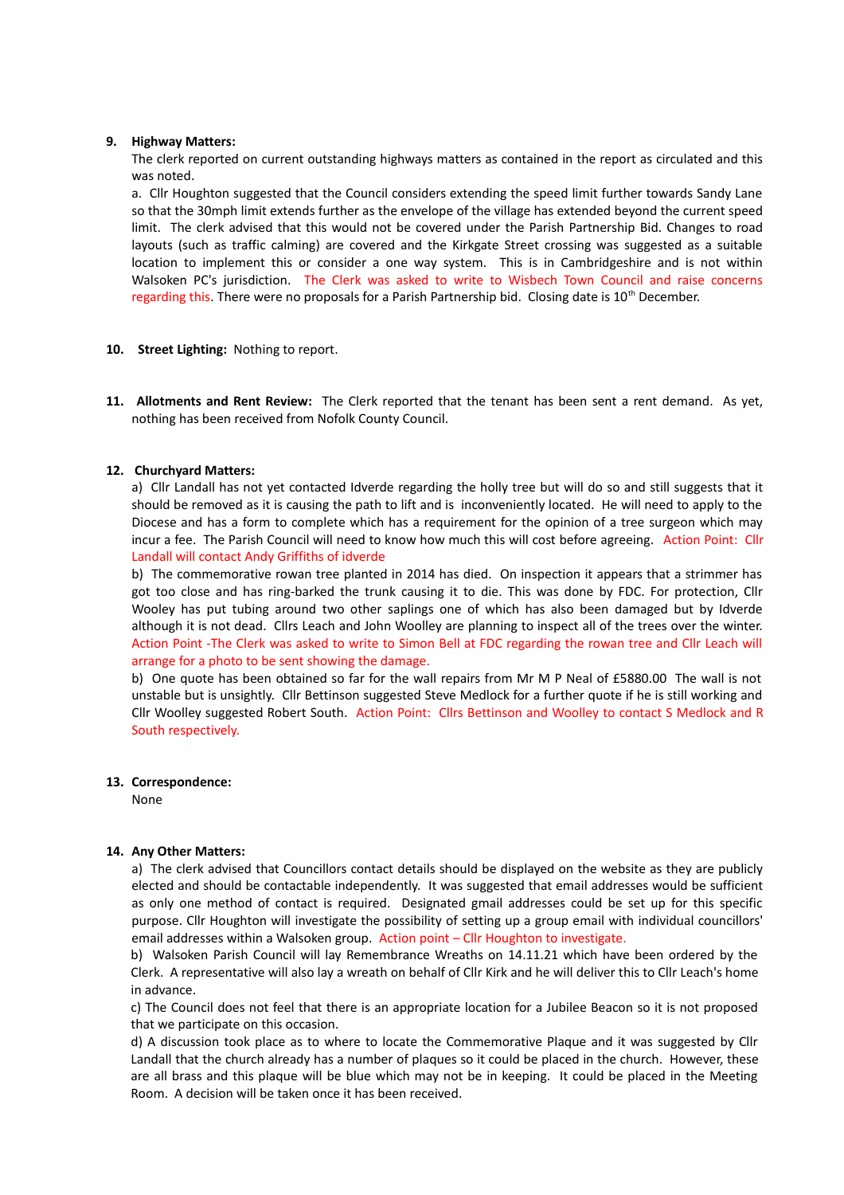9. **Highway Matters:**

   The clerk reported on current outstanding highways matters as contained in the report as circulated and this was noted.

   a. Cllr Houghton suggested that the Council considers extending the speed limit further towards Sandy Lane so that the 30mph limit extends further as the envelope of the village has extended beyond the current speed limit. The clerk advised that this would not be covered under the Parish Partnership Bid. Changes to road layouts (such as traffic calming) are covered and the Kirkgate Street crossing was suggested as a suitable location to implement this or consider a one way system. This is in Cambridgeshire and is not within Walsoken PC's jurisdiction. The Clerk was asked to write to Wisbech Town Council and raise concerns regarding this. There were no proposals for a Parish Partnership bid. Closing date is 10th December.

10. **Street Lighting:** Nothing to report.

11. **Allotments and Rent Review:** The Clerk reported that the tenant has been sent a rent demand. As yet, nothing has been received from Nofolk County Council.

12. **Churchyard Matters:**

    a) Cllr Landall has not yet contacted Idverde regarding the holly tree but will do so and still suggests that it should be removed as it is causing the path to lift and is inconveniently located. He will need to apply to the Diocese and has a form to complete which has a requirement for the opinion of a tree surgeon which may incur a fee. The Parish Council will need to know how much this will cost before agreeing. Action Point: Cllr Landall will contact Andy Griffiths of idverde

    b) The commemorative rowan tree planted in 2014 has died. On inspection it appears that a strimmer has got too close and has ring-barked the trunk causing it to die. This was done by FDC. For protection, Cllr Wooley has put tubing around two other saplings one of which has also been damaged but by Idverde although it is not dead. Cllrs Leach and John Woolley are planning to inspect all of the trees over the winter. Action Point -The Clerk was asked to write to Simon Bell at FDC regarding the rowan tree and Cllr Leach will arrange for a photo to be sent showing the damage.

    b) One quote has been obtained so far for the wall repairs from Mr M P Neal of £5880.00 The wall is not unstable but is unsightly. Cllr Bettinson suggested Steve Medlock for a further quote if he is still working and Cllr Woolley suggested Robert South. Action Point: Cllrs Bettinson and Woolley to contact S Medlock and R South respectively.

13. **Correspondence:**

    None

14. **Any Other Matters:**

    a) The clerk advised that Councillors contact details should be displayed on the website as they are publicly elected and should be contactable independently. It was suggested that email addresses would be sufficient as only one method of contact is required. Designated gmail addresses could be set up for this specific purpose. Cllr Houghton will investigate the possibility of setting up a group email with individual councillors' email addresses within a Walsoken group. Action point – Cllr Houghton to investigate.

    b) Walsoken Parish Council will lay Remembrance Wreaths on 14.11.21 which have been ordered by the Clerk. A representative will also lay a wreath on behalf of Cllr Kirk and he will deliver this to Cllr Leach's home in advance.

    c) The Council does not feel that there is an appropriate location for a Jubilee Beacon so it is not proposed that we participate on this occasion.

    d) A discussion took place as to where to locate the Commemorative Plaque and it was suggested by Cllr Landall that the church already has a number of plaques so it could be placed in the church. However, these are all brass and this plaque will be blue which may not be in keeping. It could be placed in the Meeting Room. A decision will be taken once it has been received.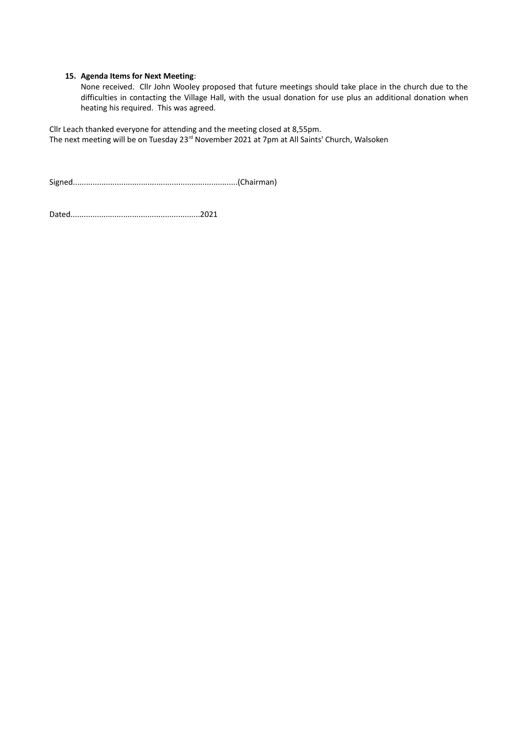15. **Agenda Items for Next Meeting**:
    None received. Cllr John Wooley proposed that future meetings should take place in the church due to the difficulties in contacting the Village Hall, with the usual donation for use plus an additional donation when heating his required. This was agreed.

Cllr Leach thanked everyone for attending and the meeting closed at 8,55pm.
The next meeting will be on Tuesday 23rd November 2021 at 7pm at All Saints' Church, Walsoken

Signed...........................................................................(Chairman)

Dated...........................................................2021